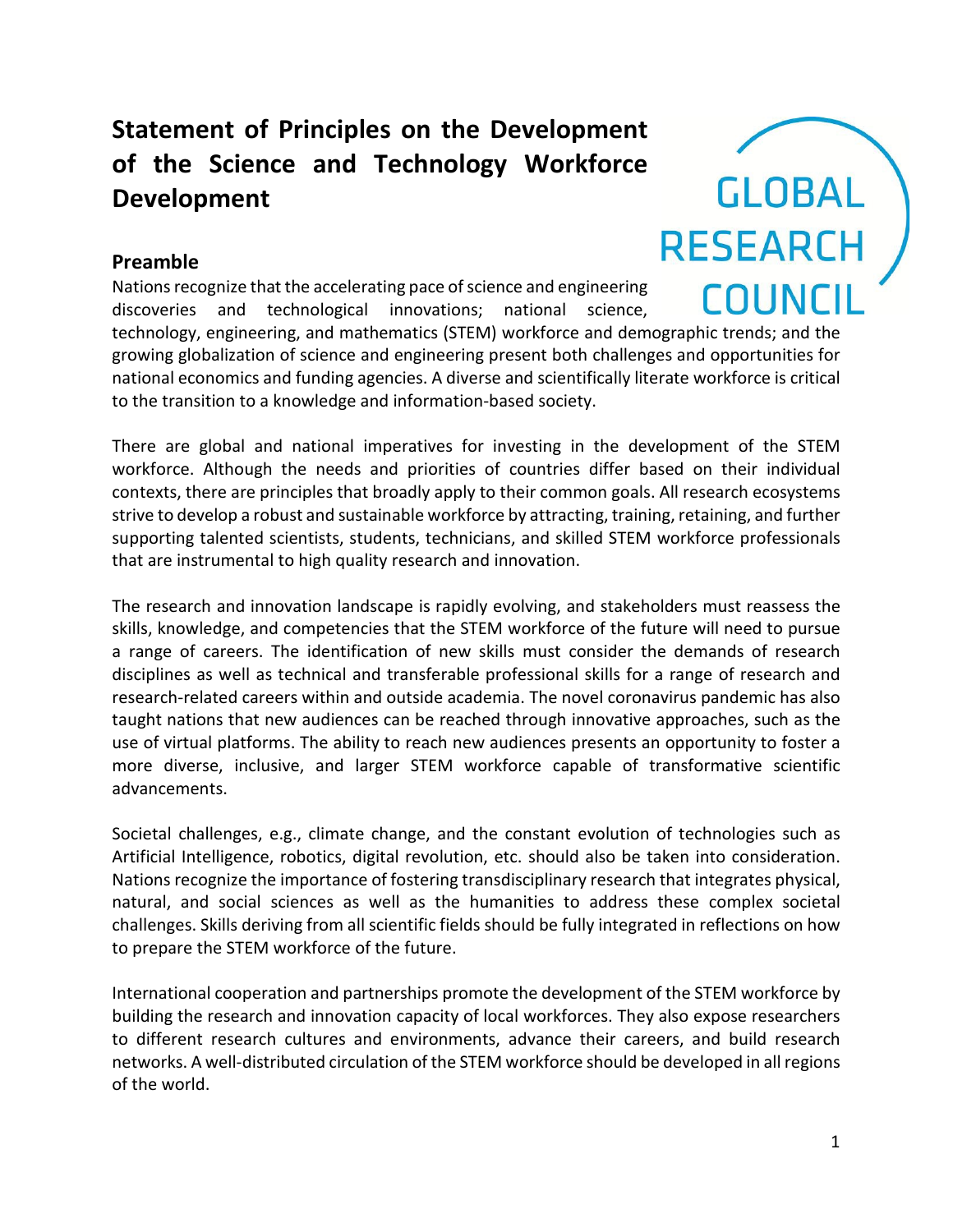# Statement of Principles on the Development of the Science and Technology Workforce Development

GLOBAL RESEARCH COUNCIL

## Preamble

Nations recognize that the accelerating pace of science and engineering discoveries and technological innovations; national science, technology, engineering, and mathematics (STEM) workforce and demographic trends; and the growing globalization of science and engineering present both challenges and opportunities for national economics and funding agencies. A diverse and scientifically literate workforce is critical to the transition to a knowledge and information-based society.

There are global and national imperatives for investing in the development of the STEM workforce. Although the needs and priorities of countries differ based on their individual contexts, there are principles that broadly apply to their common goals. All research ecosystems strive to develop a robust and sustainable workforce by attracting, training, retaining, and further supporting talented scientists, students, technicians, and skilled STEM workforce professionals that are instrumental to high quality research and innovation.

The research and innovation landscape is rapidly evolving, and stakeholders must reassess the skills, knowledge, and competencies that the STEM workforce of the future will need to pursue a range of careers. The identification of new skills must consider the demands of research disciplines as well as technical and transferable professional skills for a range of research and research-related careers within and outside academia. The novel coronavirus pandemic has also taught nations that new audiences can be reached through innovative approaches, such as the use of virtual platforms. The ability to reach new audiences presents an opportunity to foster a more diverse, inclusive, and larger STEM workforce capable of transformative scientific advancements.

Societal challenges, e.g., climate change, and the constant evolution of technologies such as Artificial Intelligence, robotics, digital revolution, etc. should also be taken into consideration. Nations recognize the importance of fostering transdisciplinary research that integrates physical, natural, and social sciences as well as the humanities to address these complex societal challenges. Skills deriving from all scientific fields should be fully integrated in reflections on how to prepare the STEM workforce of the future.

International cooperation and partnerships promote the development of the STEM workforce by building the research and innovation capacity of local workforces. They also expose researchers to different research cultures and environments, advance their careers, and build research networks. A well-distributed circulation of the STEM workforce should be developed in all regions of the world.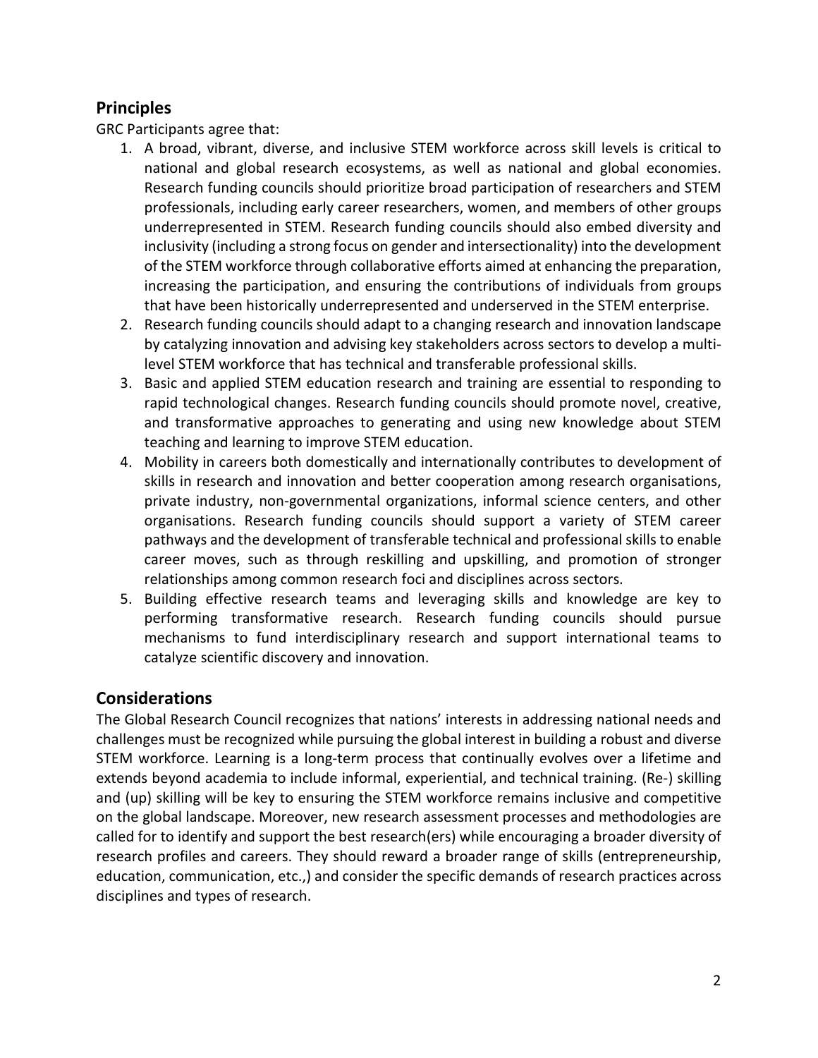## Principles

GRC Participants agree that:

1. A broad, vibrant, diverse, and inclusive STEM workforce across skill levels is critical to national and global research ecosystems, as well as national and global economies. Research funding councils should prioritize broad participation of researchers and STEM professionals, including early career researchers, women, and members of other groups underrepresented in STEM. Research funding councils should also embed diversity and inclusivity (including a strong focus on gender and intersectionality) into the development of the STEM workforce through collaborative efforts aimed at enhancing the preparation, increasing the participation, and ensuring the contributions of individuals from groups that have been historically underrepresented and underserved in the STEM enterprise.
2. Research funding councils should adapt to a changing research and innovation landscape by catalyzing innovation and advising key stakeholders across sectors to develop a multi-level STEM workforce that has technical and transferable professional skills.
3. Basic and applied STEM education research and training are essential to responding to rapid technological changes. Research funding councils should promote novel, creative, and transformative approaches to generating and using new knowledge about STEM teaching and learning to improve STEM education.
4. Mobility in careers both domestically and internationally contributes to development of skills in research and innovation and better cooperation among research organisations, private industry, non-governmental organizations, informal science centers, and other organisations. Research funding councils should support a variety of STEM career pathways and the development of transferable technical and professional skills to enable career moves, such as through reskilling and upskilling, and promotion of stronger relationships among common research foci and disciplines across sectors.
5. Building effective research teams and leveraging skills and knowledge are key to performing transformative research. Research funding councils should pursue mechanisms to fund interdisciplinary research and support international teams to catalyze scientific discovery and innovation.

## Considerations

The Global Research Council recognizes that nations' interests in addressing national needs and challenges must be recognized while pursuing the global interest in building a robust and diverse STEM workforce. Learning is a long-term process that continually evolves over a lifetime and extends beyond academia to include informal, experiential, and technical training. (Re-) skilling and (up) skilling will be key to ensuring the STEM workforce remains inclusive and competitive on the global landscape. Moreover, new research assessment processes and methodologies are called for to identify and support the best research(ers) while encouraging a broader diversity of research profiles and careers. They should reward a broader range of skills (entrepreneurship, education, communication, etc.,) and consider the specific demands of research practices across disciplines and types of research.